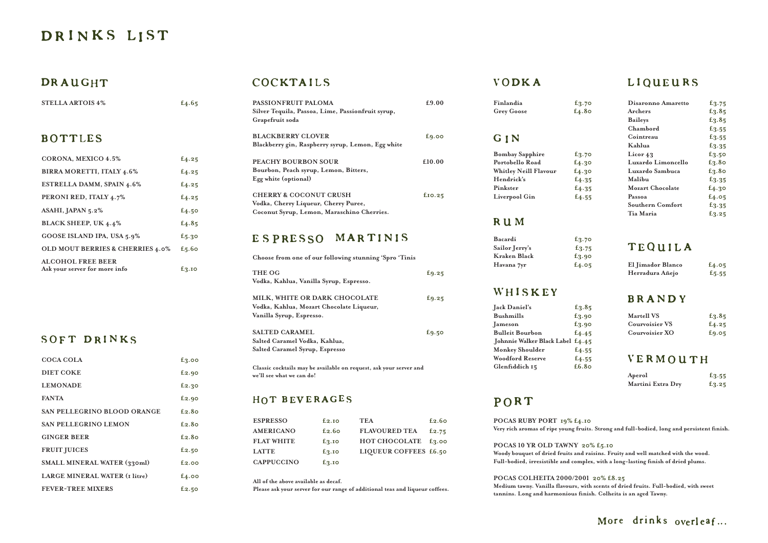# DRINKS LIST

## DRAUGHT

| | |
|---|---|
| STELLA ARTOIS 4% | £4.65 |

## BOTTLES

| | |
|---|---|
| CORONA, MEXICO 4.5% | £4.25 |
| BIRRA MORETTI, ITALY 4.6% | £4.25 |
| ESTRELLA DAMM, SPAIN 4.6% | £4.25 |
| PERONI RED, ITALY 4.7% | £4.25 |
| ASAHI, JAPAN 5.2% | £4.50 |
| BLACK SHEEP, UK 4.4% | £4.85 |
| GOOSE ISLAND IPA, USA 5.9% | £5.30 |
| OLD MOUT BERRIES & CHERRIES 4.0% | £5.60 |
| ALCOHOL FREE BEER<br>Ask your server for more info | £3.10 |

## SOFT DRINKS

| | |
|---|---|
| COCA COLA | £3.00 |
| DIET COKE | £2.90 |
| LEMONADE | £2.30 |
| FANTA | £2.90 |
| SAN PELLEGRINO BLOOD ORANGE | £2.80 |
| SAN PELLEGRINO LEMON | £2.80 |
| GINGER BEER | £2.80 |
| FRUIT JUICES | £2.50 |
| SMALL MINERAL WATER (330ml) | £2.00 |
| LARGE MINERAL WATER (1 litre) | £4.00 |
| FEVER-TREE MIXERS | £2.50 |

## COCKTAILS

**PASSIONFRUIT PALOMA** £9.00
Silver Tequila, Passoa, Lime, Passionfruit syrup, Grapefruit soda

**BLACKBERRY CLOVER** £9.00
Blackberry gin, Raspberry syrup, Lemon, Egg white

**PEACHY BOURBON SOUR** £10.00
Bourbon, Peach syrup, Lemon, Bitters, Egg white (optional)

**CHERRY & COCONUT CRUSH** £10.25
Vodka, Cherry Liqueur, Cherry Puree, Coconut Syrup, Lemon, Maraschino Cherries.

## ESPRESSO MARTINIS

Choose from one of our following stunning 'Spro 'Tinis

**THE OG** £9.25
Vodka, Kahlua, Vanilla Syrup, Espresso.

**MILK, WHITE OR DARK CHOCOLATE** £9.25
Vodka, Kahlua, Mozart Chocolate Liqueur, Vanilla Syrup, Espresso.

**SALTED CARAMEL** £9.50
Salted Caramel Vodka, Kahlua, Salted Caramel Syrup, Espresso

Classic cocktails may be available on request, ask your server and we'll see what we can do!

## HOT BEVERAGES

| | | | |
|---|---|---|---|
| ESPRESSO | £2.10 | TEA | £2.60 |
| AMERICANO | £2.60 | FLAVOURED TEA | £2.75 |
| FLAT WHITE | £3.10 | HOT CHOCOLATE | £3.00 |
| LATTE | £3.10 | LIQUEUR COFFEES | £6.50 |
| CAPPUCCINO | £3.10 | | |

All of the above available as decaf.
Please ask your server for our range of additional teas and liqueur coffees.

## VODKA

| | |
|---|---|
| Finlandia | £3.70 |
| Grey Goose | £4.80 |

## GIN

| | |
|---|---|
| Bombay Sapphire | £3.70 |
| Portobello Road | £4.30 |
| Whitley Neill Flavour | £4.30 |
| Hendrick's | £4.35 |
| Pinkster | £4.35 |
| Liverpool Gin | £4.55 |

## RUM

| | |
|---|---|
| Bacardi | £3.70 |
| Sailor Jerry's | £3.75 |
| Kraken Black | £3.90 |
| Havana 7yr | £4.05 |

## WHISKEY

| | |
|---|---|
| Jack Daniel's | £3.85 |
| Bushmills | £3.90 |
| Jameson | £3.90 |
| Bulleit Bourbon | £4.45 |
| Johnnie Walker Black Label | £4.45 |
| Monkey Shoulder | £4.55 |
| Woodford Reserve | £4.55 |
| Glenfiddich 15 | £6.80 |

## LIQUEURS

| | |
|---|---|
| Disaronno Amaretto | £3.75 |
| Archers | £3.85 |
| Baileys | £3.85 |
| Chambord | £3.55 |
| Cointreau | £3.55 |
| Kahlua | £3.35 |
| Licor 43 | £3.50 |
| Luxardo Limoncello | £3.80 |
| Luxardo Sambuca | £3.80 |
| Malibu | £3.35 |
| Mozart Chocolate | £4.30 |
| Passoa | £4.05 |
| Southern Comfort | £3.35 |
| Tia Maria | £3.25 |

## TEQUILA

| | |
|---|---|
| El Jimador Blanco | £4.05 |
| Herradura Añejo | £5.55 |

## BRANDY

| | |
|---|---|
| Martell VS | £3.85 |
| Courvoisier VS | £4.25 |
| Courvoisier XO | £9.05 |

## VERMOUTH

| | |
|---|---|
| Aperol | £3.55 |
| Martini Extra Dry | £3.25 |

## PORT

**POCAS RUBY PORT 19% £4.10**
Very rich aromas of ripe young fruits. Strong and full-bodied, long and persistent finish.

**POCAS 10 YR OLD TAWNY 20% £5.10**
Woody bouquet of dried fruits and raisins. Fruity and well matched with the wood. Full-bodied, irresistible and complex, with a long-lasting finish of dried plums.

**POCAS COLHEITA 2000/2001 20% £8.25**
Medium tawny. Vanilla flavours, with scents of dried fruits. Full-bodied, with sweet tannins. Long and harmonious finish. Colheita is an aged Tawny.

More drinks overleaf...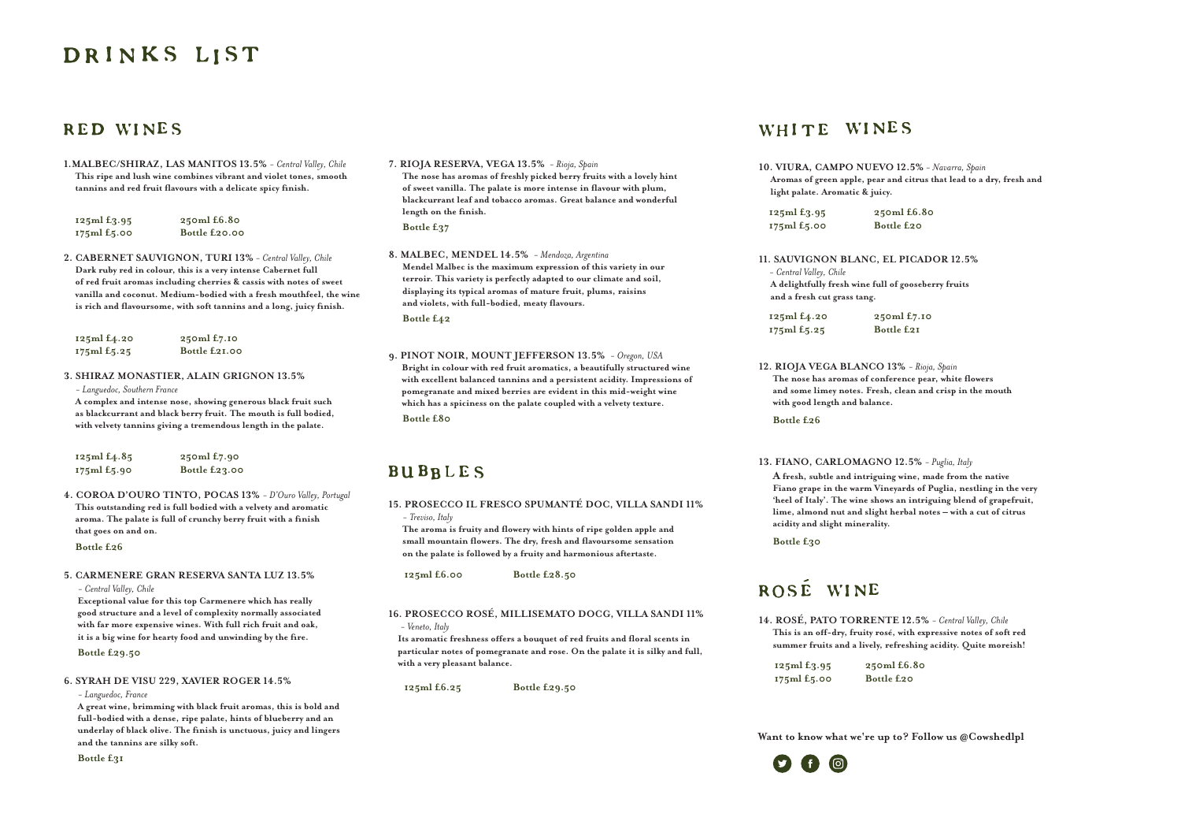# DRINKS LIST

## RED WINES

**1. MALBEC/SHIRAZ, LAS MANITOS 13.5%** *– Central Valley, Chile*
**This ripe and lush wine combines vibrant and violet tones, smooth tannins and red fruit flavours with a delicate spicy finish.**

| | |
|---|---|
| 125ml £3.95 | 250ml £6.80 |
| 175ml £5.00 | Bottle £20.00 |

**2. CABERNET SAUVIGNON, TURI 13%** *– Central Valley, Chile*
**Dark ruby red in colour, this is a very intense Cabernet full of red fruit aromas including cherries & cassis with notes of sweet vanilla and coconut. Medium-bodied with a fresh mouthfeel, the wine is rich and flavoursome, with soft tannins and a long, juicy finish.**

| | |
|---|---|
| 125ml £4.20 | 250ml £7.10 |
| 175ml £5.25 | Bottle £21.00 |

**3. SHIRAZ MONASTIER, ALAIN GRIGNON 13.5%**
*– Languedoc, Southern France*
**A complex and intense nose, showing generous black fruit such as blackcurrant and black berry fruit. The mouth is full bodied, with velvety tannins giving a tremendous length in the palate.**

| | |
|---|---|
| 125ml £4.85 | 250ml £7.90 |
| 175ml £5.90 | Bottle £23.00 |

**4. COROA D'OURO TINTO, POCAS 13%** *– D'Ouro Valley, Portugal*
**This outstanding red is full bodied with a velvety and aromatic aroma. The palate is full of crunchy berry fruit with a finish that goes on and on.**

**Bottle £26**

**5. CARMENERE GRAN RESERVA SANTA LUZ 13.5%**
*– Central Valley, Chile*
**Exceptional value for this top Carmenere which has really good structure and a level of complexity normally associated with far more expensive wines. With full rich fruit and oak, it is a big wine for hearty food and unwinding by the fire.**

**Bottle £29.50**

**6. SYRAH DE VISU 229, XAVIER ROGER 14.5%**
*– Languedoc, France*
**A great wine, brimming with black fruit aromas, this is bold and full-bodied with a dense, ripe palate, hints of blueberry and an underlay of black olive. The finish is unctuous, juicy and lingers and the tannins are silky soft.**

**Bottle £31**

**7. RIOJA RESERVA, VEGA 13.5%** *– Rioja, Spain*
**The nose has aromas of freshly picked berry fruits with a lovely hint of sweet vanilla. The palate is more intense in flavour with plum, blackcurrant leaf and tobacco aromas. Great balance and wonderful length on the finish.**

**Bottle £37**

**8. MALBEC, MENDEL 14.5%** *– Mendoza, Argentina*
**Mendel Malbec is the maximum expression of this variety in our terroir. This variety is perfectly adapted to our climate and soil, displaying its typical aromas of mature fruit, plums, raisins and violets, with full-bodied, meaty flavours.**

**Bottle £42**

**9. PINOT NOIR, MOUNT JEFFERSON 13.5%** *– Oregon, USA*
**Bright in colour with red fruit aromatics, a beautifully structured wine with excellent balanced tannins and a persistent acidity. Impressions of pomegranate and mixed berries are evident in this mid-weight wine which has a spiciness on the palate coupled with a velvety texture.**

**Bottle £80**

## BUBBLES

**15. PROSECCO IL FRESCO SPUMANTÉ DOC, VILLA SANDI 11%**
*– Treviso, Italy*
**The aroma is fruity and flowery with hints of ripe golden apple and small mountain flowers. The dry, fresh and flavoursome sensation on the palate is followed by a fruity and harmonious aftertaste.**

| | |
|---|---|
| 125ml £6.00 | Bottle £28.50 |

**16. PROSECCO ROSÉ, MILLISEMATO DOCG, VILLA SANDI 11%**
*– Veneto, Italy*
**Its aromatic freshness offers a bouquet of red fruits and floral scents in particular notes of pomegranate and rose. On the palate it is silky and full, with a very pleasant balance.**

| | |
|---|---|
| 125ml £6.25 | Bottle £29.50 |

## WHITE WINES

**10. VIURA, CAMPO NUEVO 12.5%** *– Navarra, Spain*
**Aromas of green apple, pear and citrus that lead to a dry, fresh and light palate. Aromatic & juicy.**

| | |
|---|---|
| 125ml £3.95 | 250ml £6.80 |
| 175ml £5.00 | Bottle £20 |

**11. SAUVIGNON BLANC, EL PICADOR 12.5%**
*– Central Valley, Chile*
**A delightfully fresh wine full of gooseberry fruits and a fresh cut grass tang.**

| | |
|---|---|
| 125ml £4.20 | 250ml £7.10 |
| 175ml £5.25 | Bottle £21 |

**12. RIOJA VEGA BLANCO 13%** *– Rioja, Spain*
**The nose has aromas of conference pear, white flowers and some limey notes. Fresh, clean and crisp in the mouth with good length and balance.**

**Bottle £26**

**13. FIANO, CARLOMAGNO 12.5%** *– Puglia, Italy*
**A fresh, subtle and intriguing wine, made from the native Fiano grape in the warm Vineyards of Puglia, nestling in the very 'heel of Italy'. The wine shows an intriguing blend of grapefruit, lime, almond nut and slight herbal notes – with a cut of citrus acidity and slight minerality.**

**Bottle £30**

## ROSÉ WINE

**14. ROSÉ, PATO TORRENTE 12.5%** *– Central Valley, Chile*
**This is an off-dry, fruity rosé, with expressive notes of soft red summer fruits and a lively, refreshing acidity. Quite moreish!**

| | |
|---|---|
| 125ml £3.95 | 250ml £6.80 |
| 175ml £5.00 | Bottle £20 |

**Want to know what we're up to? Follow us @Cowshedlpl**